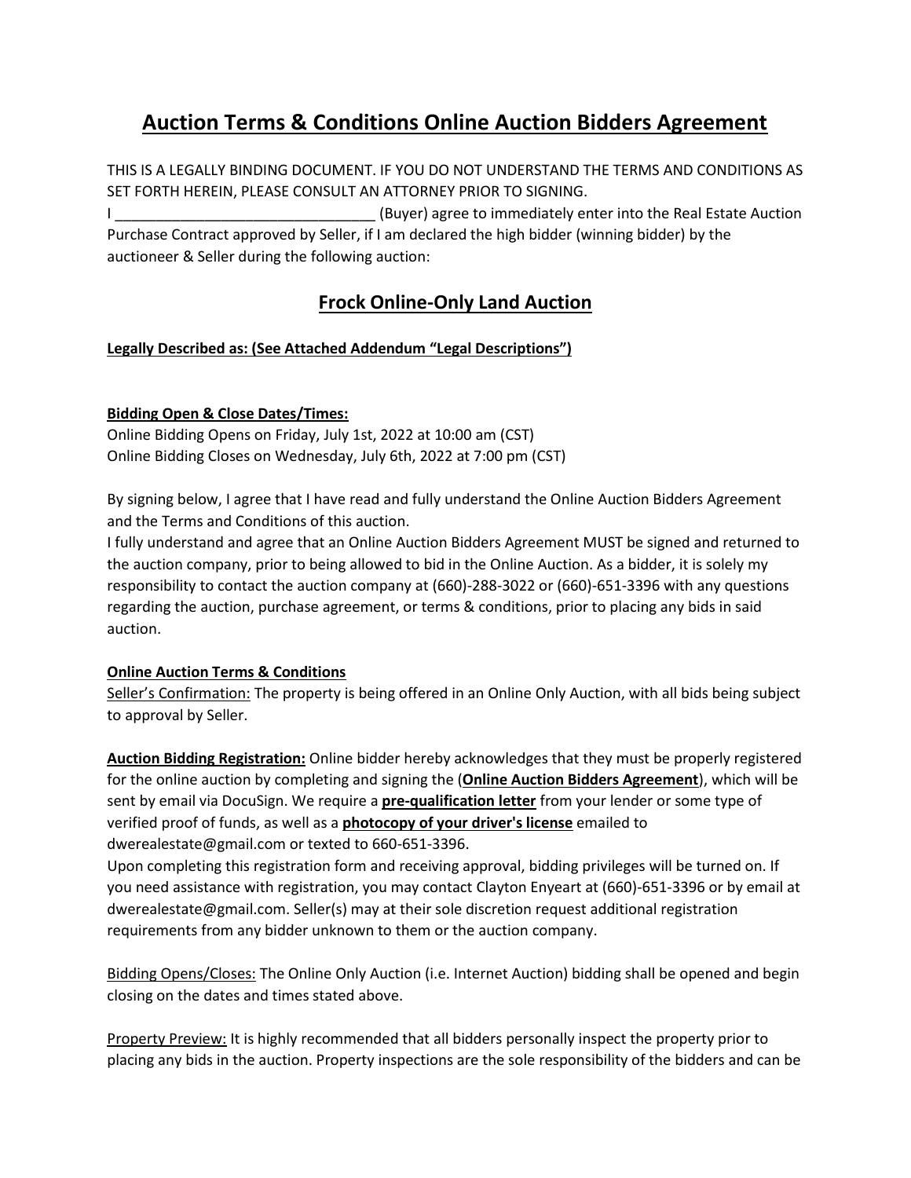# Auction Terms & Conditions Online Auction Bidders Agreement

THIS IS A LEGALLY BINDING DOCUMENT. IF YOU DO NOT UNDERSTAND THE TERMS AND CONDITIONS AS SET FORTH HEREIN, PLEASE CONSULT AN ATTORNEY PRIOR TO SIGNING.

I ________________________________ (Buyer) agree to immediately enter into the Real Estate Auction Purchase Contract approved by Seller, if I am declared the high bidder (winning bidder) by the auctioneer & Seller during the following auction:

## Frock Online-Only Land Auction

**Legally Described as: (See Attached Addendum "Legal Descriptions")**

**Bidding Open & Close Dates/Times:**

Online Bidding Opens on Friday, July 1st, 2022 at 10:00 am (CST)
Online Bidding Closes on Wednesday, July 6th, 2022 at 7:00 pm (CST)

By signing below, I agree that I have read and fully understand the Online Auction Bidders Agreement and the Terms and Conditions of this auction.

I fully understand and agree that an Online Auction Bidders Agreement MUST be signed and returned to the auction company, prior to being allowed to bid in the Online Auction. As a bidder, it is solely my responsibility to contact the auction company at (660)-288-3022 or (660)-651-3396 with any questions regarding the auction, purchase agreement, or terms & conditions, prior to placing any bids in said auction.

**Online Auction Terms & Conditions**

Seller's Confirmation: The property is being offered in an Online Only Auction, with all bids being subject to approval by Seller.

**Auction Bidding Registration:** Online bidder hereby acknowledges that they must be properly registered for the online auction by completing and signing the (**Online Auction Bidders Agreement**), which will be sent by email via DocuSign. We require a **pre-qualification letter** from your lender or some type of verified proof of funds, as well as a **photocopy of your driver's license** emailed to dwerealestate@gmail.com or texted to 660-651-3396.

Upon completing this registration form and receiving approval, bidding privileges will be turned on. If you need assistance with registration, you may contact Clayton Enyeart at (660)-651-3396 or by email at dwerealestate@gmail.com. Seller(s) may at their sole discretion request additional registration requirements from any bidder unknown to them or the auction company.

Bidding Opens/Closes: The Online Only Auction (i.e. Internet Auction) bidding shall be opened and begin closing on the dates and times stated above.

Property Preview: It is highly recommended that all bidders personally inspect the property prior to placing any bids in the auction. Property inspections are the sole responsibility of the bidders and can be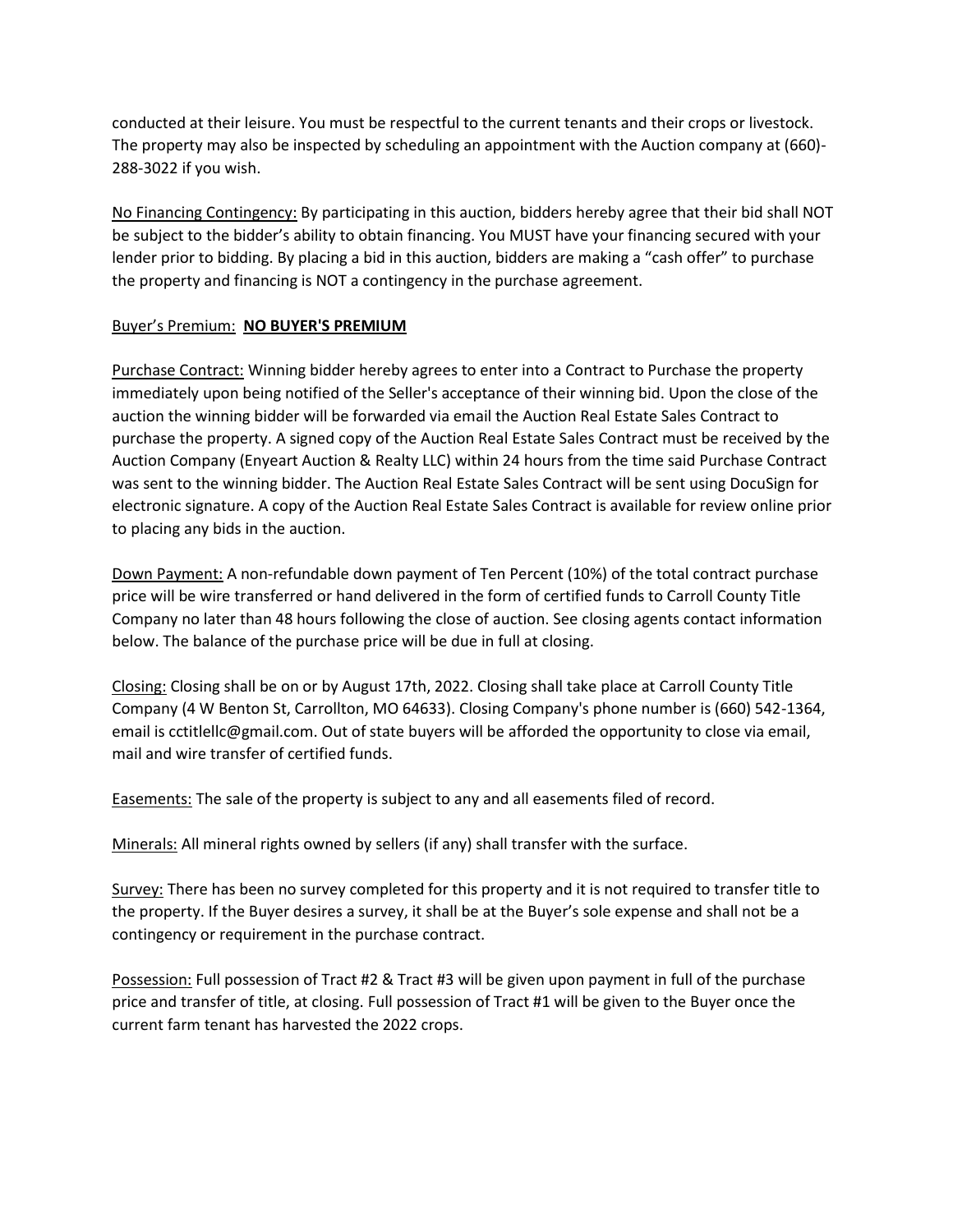conducted at their leisure. You must be respectful to the current tenants and their crops or livestock. The property may also be inspected by scheduling an appointment with the Auction company at (660)-288-3022 if you wish.

No Financing Contingency: By participating in this auction, bidders hereby agree that their bid shall NOT be subject to the bidder's ability to obtain financing. You MUST have your financing secured with your lender prior to bidding. By placing a bid in this auction, bidders are making a "cash offer" to purchase the property and financing is NOT a contingency in the purchase agreement.

Buyer's Premium: **NO BUYER'S PREMIUM**

Purchase Contract: Winning bidder hereby agrees to enter into a Contract to Purchase the property immediately upon being notified of the Seller's acceptance of their winning bid. Upon the close of the auction the winning bidder will be forwarded via email the Auction Real Estate Sales Contract to purchase the property. A signed copy of the Auction Real Estate Sales Contract must be received by the Auction Company (Enyeart Auction & Realty LLC) within 24 hours from the time said Purchase Contract was sent to the winning bidder. The Auction Real Estate Sales Contract will be sent using DocuSign for electronic signature. A copy of the Auction Real Estate Sales Contract is available for review online prior to placing any bids in the auction.

Down Payment: A non-refundable down payment of Ten Percent (10%) of the total contract purchase price will be wire transferred or hand delivered in the form of certified funds to Carroll County Title Company no later than 48 hours following the close of auction. See closing agents contact information below. The balance of the purchase price will be due in full at closing.

Closing: Closing shall be on or by August 17th, 2022. Closing shall take place at Carroll County Title Company (4 W Benton St, Carrollton, MO 64633). Closing Company's phone number is (660) 542-1364, email is cctitlellc@gmail.com. Out of state buyers will be afforded the opportunity to close via email, mail and wire transfer of certified funds.

Easements: The sale of the property is subject to any and all easements filed of record.

Minerals: All mineral rights owned by sellers (if any) shall transfer with the surface.

Survey: There has been no survey completed for this property and it is not required to transfer title to the property. If the Buyer desires a survey, it shall be at the Buyer's sole expense and shall not be a contingency or requirement in the purchase contract.

Possession: Full possession of Tract #2 & Tract #3 will be given upon payment in full of the purchase price and transfer of title, at closing. Full possession of Tract #1 will be given to the Buyer once the current farm tenant has harvested the 2022 crops.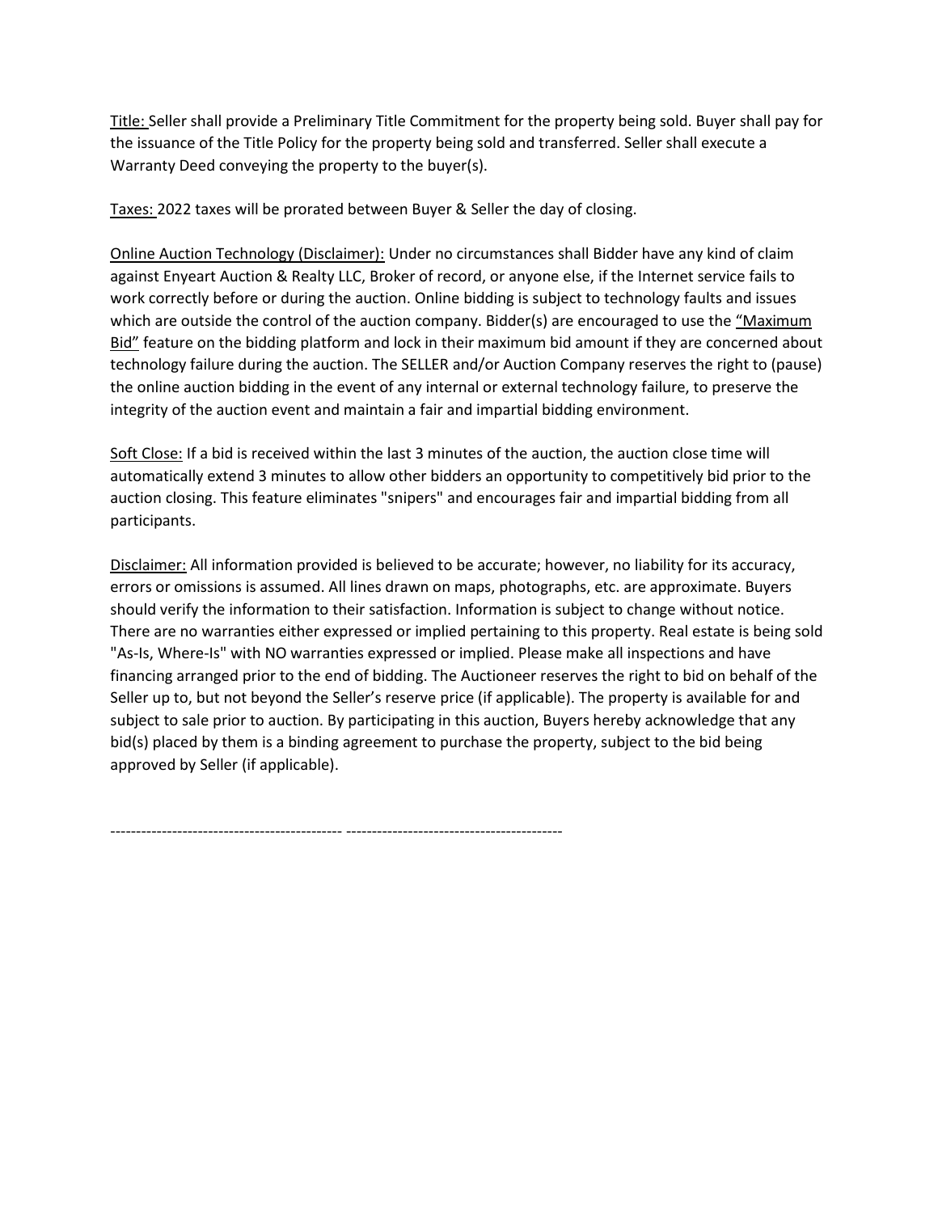<u>Title:</u> Seller shall provide a Preliminary Title Commitment for the property being sold. Buyer shall pay for the issuance of the Title Policy for the property being sold and transferred. Seller shall execute a Warranty Deed conveying the property to the buyer(s).

<u>Taxes:</u> 2022 taxes will be prorated between Buyer & Seller the day of closing.

<u>Online Auction Technology (Disclaimer):</u> Under no circumstances shall Bidder have any kind of claim against Enyeart Auction & Realty LLC, Broker of record, or anyone else, if the Internet service fails to work correctly before or during the auction. Online bidding is subject to technology faults and issues which are outside the control of the auction company. Bidder(s) are encouraged to use the <u>"Maximum Bid"</u> feature on the bidding platform and lock in their maximum bid amount if they are concerned about technology failure during the auction. The SELLER and/or Auction Company reserves the right to (pause) the online auction bidding in the event of any internal or external technology failure, to preserve the integrity of the auction event and maintain a fair and impartial bidding environment.

<u>Soft Close:</u> If a bid is received within the last 3 minutes of the auction, the auction close time will automatically extend 3 minutes to allow other bidders an opportunity to competitively bid prior to the auction closing. This feature eliminates "snipers" and encourages fair and impartial bidding from all participants.

<u>Disclaimer:</u> All information provided is believed to be accurate; however, no liability for its accuracy, errors or omissions is assumed. All lines drawn on maps, photographs, etc. are approximate. Buyers should verify the information to their satisfaction. Information is subject to change without notice. There are no warranties either expressed or implied pertaining to this property. Real estate is being sold "As-Is, Where-Is" with NO warranties expressed or implied. Please make all inspections and have financing arranged prior to the end of bidding. The Auctioneer reserves the right to bid on behalf of the Seller up to, but not beyond the Seller's reserve price (if applicable). The property is available for and subject to sale prior to auction. By participating in this auction, Buyers hereby acknowledge that any bid(s) placed by them is a binding agreement to purchase the property, subject to the bid being approved by Seller (if applicable).

-------------------------------------------- -----------------------------------------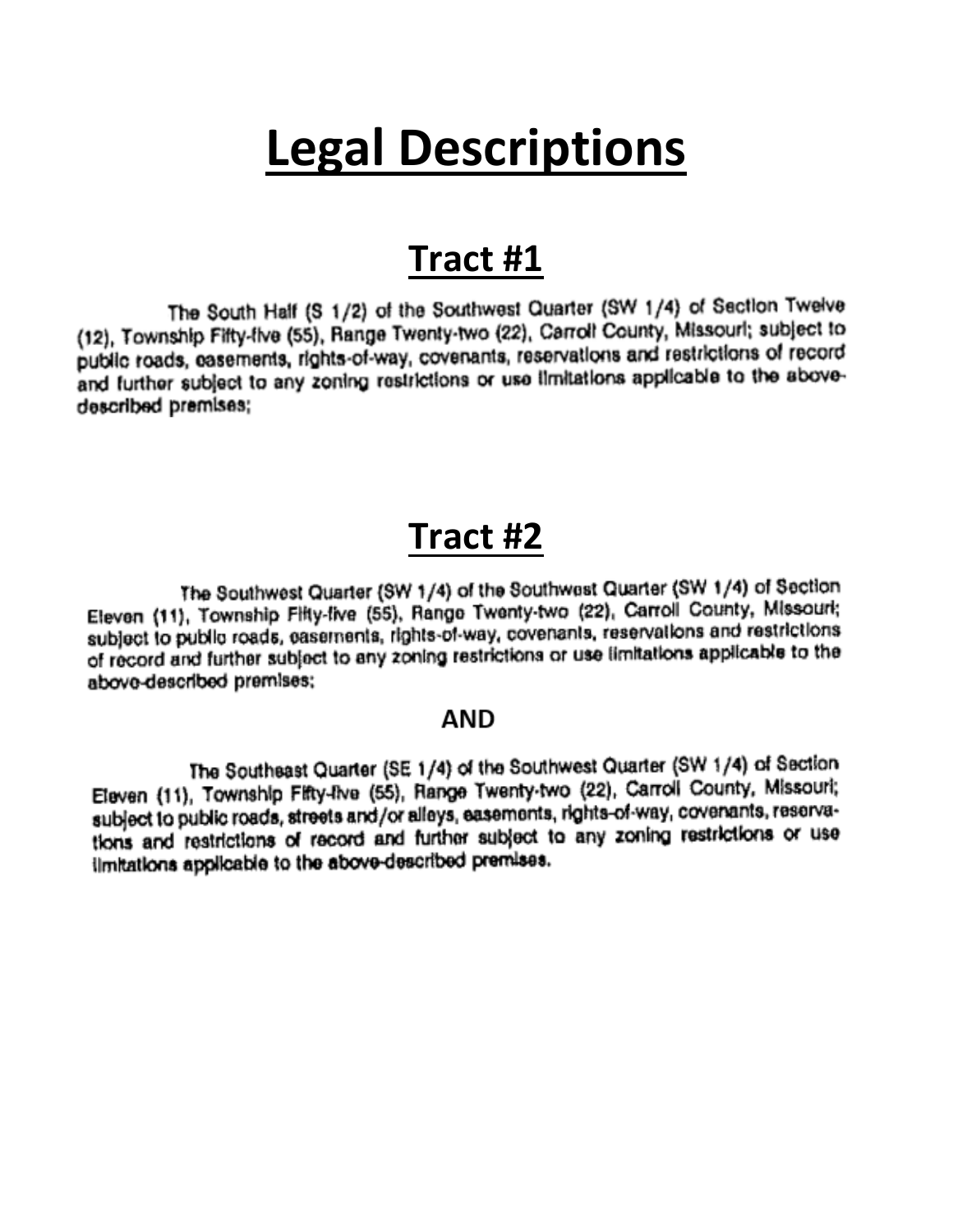# Legal Descriptions

## Tract #1

The South Half (S 1/2) of the Southwest Quarter (SW 1/4) of Section Twelve (12), Township Fifty-five (55), Range Twenty-two (22), Carroll County, Missouri; subject to public roads, easements, rights-of-way, covenants, reservations and restrictions of record and further subject to any zoning restrictions or use limitations applicable to the above-described premises;

## Tract #2

The Southwest Quarter (SW 1/4) of the Southwest Quarter (SW 1/4) of Section Eleven (11), Township Fifty-five (55), Range Twenty-two (22), Carroll County, Missouri; subject to public roads, easements, rights-of-way, covenants, reservations and restrictions of record and further subject to any zoning restrictions or use limitations applicable to the above-described premises;

**AND**

The Southeast Quarter (SE 1/4) of the Southwest Quarter (SW 1/4) of Section Eleven (11), Township Fifty-five (55), Range Twenty-two (22), Carroll County, Missouri; subject to public roads, streets and/or alleys, easements, rights-of-way, covenants, reservations and restrictions of record and further subject to any zoning restrictions or use limitations applicable to the above-described premises.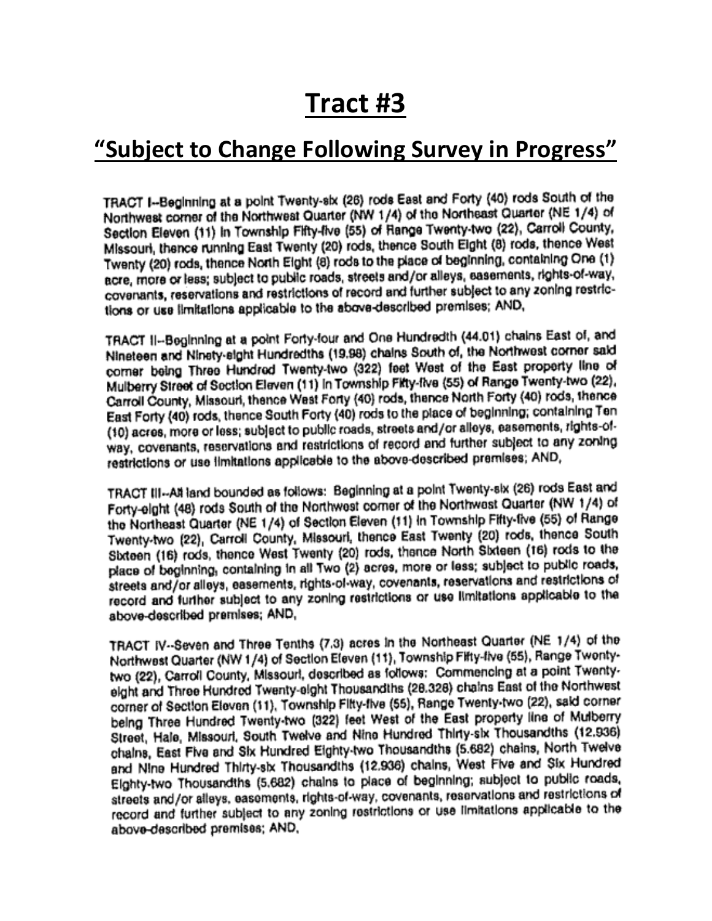# Tract #3

## "Subject to Change Following Survey in Progress"

TRACT I--Beginning at a point Twenty-six (26) rods East and Forty (40) rods South of the Northwest corner of the Northwest Quarter (NW 1/4) of the Northeast Quarter (NE 1/4) of Section Eleven (11) in Township Fifty-five (55) of Range Twenty-two (22), Carroll County, Missouri, thence running East Twenty (20) rods, thence South Eight (8) rods, thence West Twenty (20) rods, thence North Eight (8) rods to the place of beginning, containing One (1) acre, more or less; subject to public roads, streets and/or alleys, easements, rights-of-way, covenants, reservations and restrictions of record and further subject to any zoning restrictions or use limitations applicable to the above-described premises; AND,

TRACT II--Beginning at a point Forty-four and One Hundredth (44.01) chains East of, and Nineteen and Ninety-eight Hundredths (19.98) chains South of, the Northwest corner said corner being Three Hundred Twenty-two (322) feet West of the East property line of Mulberry Street of Section Eleven (11) in Township Fifty-five (55) of Range Twenty-two (22), Carroll County, Missouri, thence West Forty (40) rods, thence North Forty (40) rods, thence East Forty (40) rods, thence South Forty (40) rods to the place of beginning; containing Ten (10) acres, more or less; subject to public roads, streets and/or alleys, easements, rights-of-way, covenants, reservations and restrictions of record and further subject to any zoning restrictions or use limitations applicable to the above-described premises; AND,

TRACT III--All land bounded as follows: Beginning at a point Twenty-six (26) rods East and Forty-eight (48) rods South of the Northwest corner of the Northwest Quarter (NW 1/4) of the Northeast Quarter (NE 1/4) of Section Eleven (11) in Township Fifty-five (55) of Range Twenty-two (22), Carroll County, Missouri, thence East Twenty (20) rods, thence South Sixteen (16) rods, thence West Twenty (20) rods, thence North Sixteen (16) rods to the place of beginning, containing in all Two (2) acres, more or less; subject to public roads, streets and/or alleys, easements, rights-of-way, covenants, reservations and restrictions of record and further subject to any zoning restrictions or use limitations applicable to the above-described premises; AND,

TRACT IV--Seven and Three Tenths (7.3) acres in the Northeast Quarter (NE 1/4) of the Northwest Quarter (NW 1/4) of Section Eleven (11), Township Fifty-five (55), Range Twenty-two (22), Carroll County, Missouri, described as follows: Commencing at a point Twenty-eight and Three Hundred Twenty-eight Thousandths (28.328) chains East of the Northwest corner of Section Eleven (11), Township Fifty-five (55), Range Twenty-two (22), said corner being Three Hundred Twenty-two (322) feet West of the East property line of Mulberry Street, Hale, Missouri, South Twelve and Nine Hundred Thirty-six Thousandths (12.936) chains, East Five and Six Hundred Eighty-two Thousandths (5.682) chains, North Twelve and Nine Hundred Thirty-six Thousandths (12.936) chains, West Five and Six Hundred Eighty-two Thousandths (5.682) chains to place of beginning; subject to public roads, streets and/or alleys, easements, rights-of-way, covenants, reservations and restrictions of record and further subject to any zoning restrictions or use limitations applicable to the above-described premises; AND,